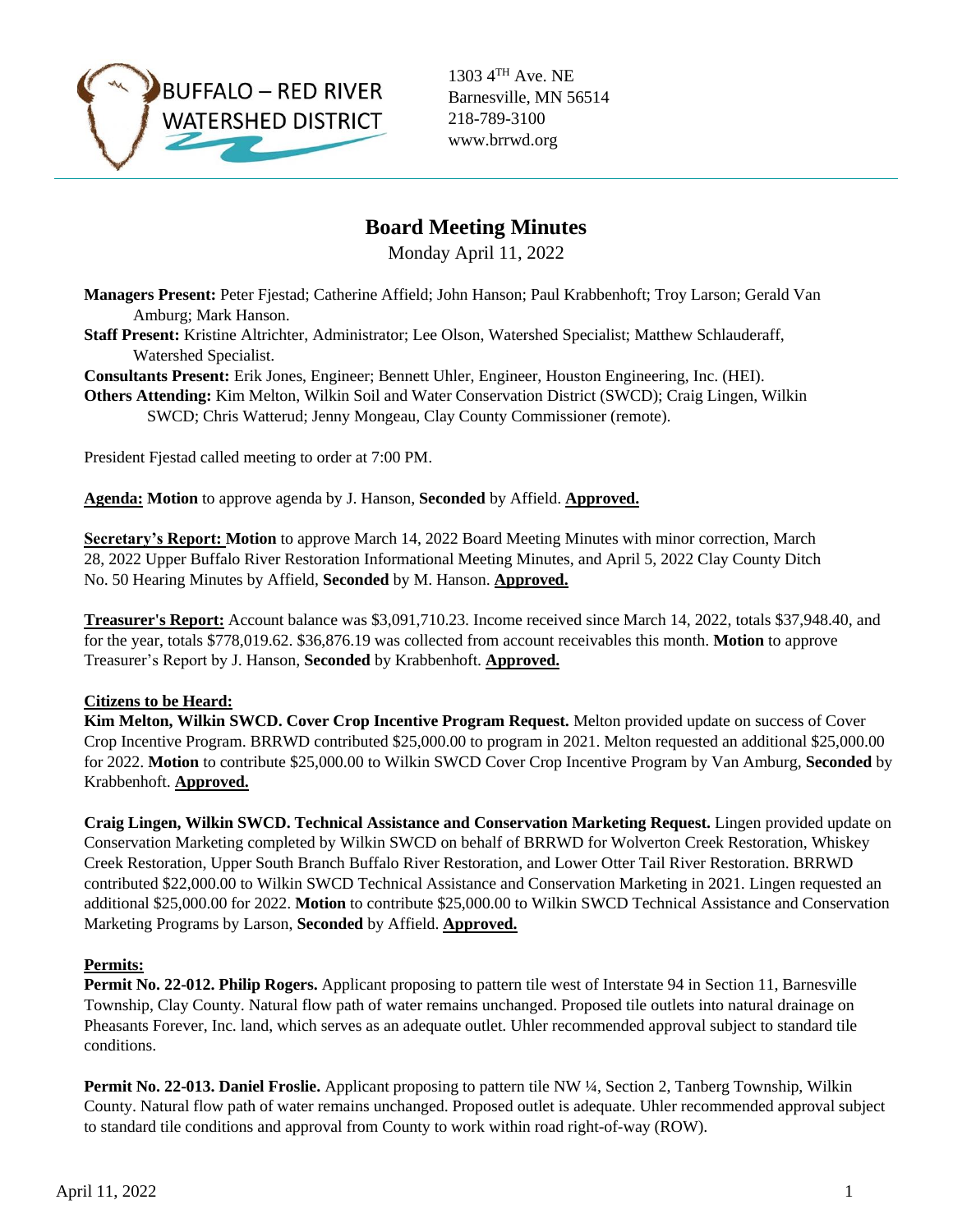BUFFALO – RED RIVER WATERSHED DISTRICT

1303 4TH Ave. NE
Barnesville, MN 56514
218-789-3100
www.brrwd.org

# Board Meeting Minutes

Monday April 11, 2022

**Managers Present:** Peter Fjestad; Catherine Affield; John Hanson; Paul Krabbenhoft; Troy Larson; Gerald Van Amburg; Mark Hanson.

**Staff Present:** Kristine Altrichter, Administrator; Lee Olson, Watershed Specialist; Matthew Schlauderaff, Watershed Specialist.

**Consultants Present:** Erik Jones, Engineer; Bennett Uhler, Engineer, Houston Engineering, Inc. (HEI).

**Others Attending:** Kim Melton, Wilkin Soil and Water Conservation District (SWCD); Craig Lingen, Wilkin SWCD; Chris Watterud; Jenny Mongeau, Clay County Commissioner (remote).

President Fjestad called meeting to order at 7:00 PM.

**Agenda:** **Motion** to approve agenda by J. Hanson, **Seconded** by Affield. **Approved.**

**Secretary's Report:** **Motion** to approve March 14, 2022 Board Meeting Minutes with minor correction, March 28, 2022 Upper Buffalo River Restoration Informational Meeting Minutes, and April 5, 2022 Clay County Ditch No. 50 Hearing Minutes by Affield, **Seconded** by M. Hanson. **Approved.**

**Treasurer's Report:** Account balance was $3,091,710.23. Income received since March 14, 2022, totals $37,948.40, and for the year, totals $778,019.62. $36,876.19 was collected from account receivables this month. **Motion** to approve Treasurer's Report by J. Hanson, **Seconded** by Krabbenhoft. **Approved.**

**Citizens to be Heard:**

**Kim Melton, Wilkin SWCD. Cover Crop Incentive Program Request.** Melton provided update on success of Cover Crop Incentive Program. BRRWD contributed $25,000.00 to program in 2021. Melton requested an additional $25,000.00 for 2022. **Motion** to contribute $25,000.00 to Wilkin SWCD Cover Crop Incentive Program by Van Amburg, **Seconded** by Krabbenhoft. **Approved.**

**Craig Lingen, Wilkin SWCD. Technical Assistance and Conservation Marketing Request.** Lingen provided update on Conservation Marketing completed by Wilkin SWCD on behalf of BRRWD for Wolverton Creek Restoration, Whiskey Creek Restoration, Upper South Branch Buffalo River Restoration, and Lower Otter Tail River Restoration. BRRWD contributed $22,000.00 to Wilkin SWCD Technical Assistance and Conservation Marketing in 2021. Lingen requested an additional $25,000.00 for 2022. **Motion** to contribute $25,000.00 to Wilkin SWCD Technical Assistance and Conservation Marketing Programs by Larson, **Seconded** by Affield. **Approved.**

**Permits:**

**Permit No. 22-012. Philip Rogers.** Applicant proposing to pattern tile west of Interstate 94 in Section 11, Barnesville Township, Clay County. Natural flow path of water remains unchanged. Proposed tile outlets into natural drainage on Pheasants Forever, Inc. land, which serves as an adequate outlet. Uhler recommended approval subject to standard tile conditions.

**Permit No. 22-013. Daniel Froslie.** Applicant proposing to pattern tile NW ¼, Section 2, Tanberg Township, Wilkin County. Natural flow path of water remains unchanged. Proposed outlet is adequate. Uhler recommended approval subject to standard tile conditions and approval from County to work within road right-of-way (ROW).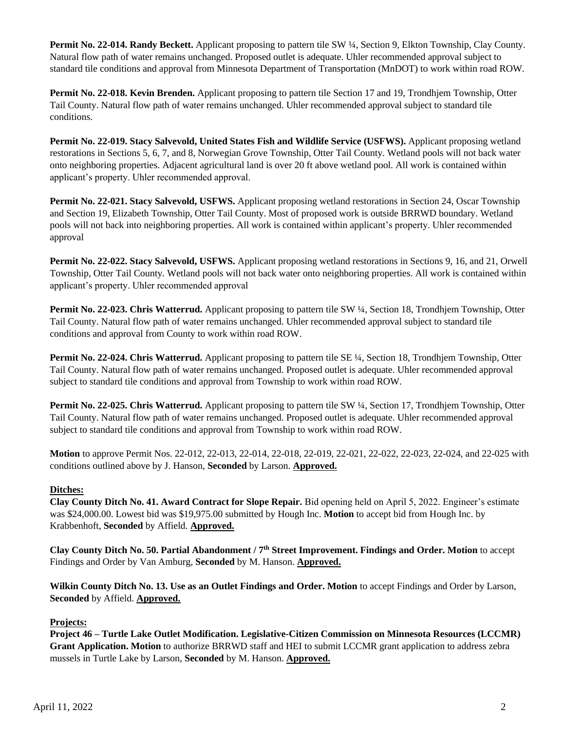**Permit No. 22-014. Randy Beckett.** Applicant proposing to pattern tile SW ¼, Section 9, Elkton Township, Clay County. Natural flow path of water remains unchanged. Proposed outlet is adequate. Uhler recommended approval subject to standard tile conditions and approval from Minnesota Department of Transportation (MnDOT) to work within road ROW.

**Permit No. 22-018. Kevin Brenden.** Applicant proposing to pattern tile Section 17 and 19, Trondhjem Township, Otter Tail County. Natural flow path of water remains unchanged. Uhler recommended approval subject to standard tile conditions.

**Permit No. 22-019. Stacy Salvevold, United States Fish and Wildlife Service (USFWS).** Applicant proposing wetland restorations in Sections 5, 6, 7, and 8, Norwegian Grove Township, Otter Tail County. Wetland pools will not back water onto neighboring properties. Adjacent agricultural land is over 20 ft above wetland pool. All work is contained within applicant's property. Uhler recommended approval.

**Permit No. 22-021. Stacy Salvevold, USFWS.** Applicant proposing wetland restorations in Section 24, Oscar Township and Section 19, Elizabeth Township, Otter Tail County. Most of proposed work is outside BRRWD boundary. Wetland pools will not back into neighboring properties. All work is contained within applicant's property. Uhler recommended approval

**Permit No. 22-022. Stacy Salvevold, USFWS.** Applicant proposing wetland restorations in Sections 9, 16, and 21, Orwell Township, Otter Tail County. Wetland pools will not back water onto neighboring properties. All work is contained within applicant's property. Uhler recommended approval

**Permit No. 22-023. Chris Watterrud.** Applicant proposing to pattern tile SW ¼, Section 18, Trondhjem Township, Otter Tail County. Natural flow path of water remains unchanged. Uhler recommended approval subject to standard tile conditions and approval from County to work within road ROW.

**Permit No. 22-024. Chris Watterrud.** Applicant proposing to pattern tile SE ¼, Section 18, Trondhjem Township, Otter Tail County. Natural flow path of water remains unchanged. Proposed outlet is adequate. Uhler recommended approval subject to standard tile conditions and approval from Township to work within road ROW.

**Permit No. 22-025. Chris Watterrud.** Applicant proposing to pattern tile SW ¼, Section 17, Trondhjem Township, Otter Tail County. Natural flow path of water remains unchanged. Proposed outlet is adequate. Uhler recommended approval subject to standard tile conditions and approval from Township to work within road ROW.

**Motion** to approve Permit Nos. 22-012, 22-013, 22-014, 22-018, 22-019, 22-021, 22-022, 22-023, 22-024, and 22-025 with conditions outlined above by J. Hanson, **Seconded** by Larson. **Approved.**

**Ditches:**

**Clay County Ditch No. 41. Award Contract for Slope Repair.** Bid opening held on April 5, 2022. Engineer's estimate was $24,000.00. Lowest bid was $19,975.00 submitted by Hough Inc. **Motion** to accept bid from Hough Inc. by Krabbenhoft, **Seconded** by Affield. **Approved.**

**Clay County Ditch No. 50. Partial Abandonment / 7th Street Improvement. Findings and Order. Motion** to accept Findings and Order by Van Amburg, **Seconded** by M. Hanson. **Approved.**

**Wilkin County Ditch No. 13. Use as an Outlet Findings and Order. Motion** to accept Findings and Order by Larson, **Seconded** by Affield. **Approved.**

**Projects:**

**Project 46 – Turtle Lake Outlet Modification. Legislative-Citizen Commission on Minnesota Resources (LCCMR) Grant Application. Motion** to authorize BRRWD staff and HEI to submit LCCMR grant application to address zebra mussels in Turtle Lake by Larson, **Seconded** by M. Hanson. **Approved.**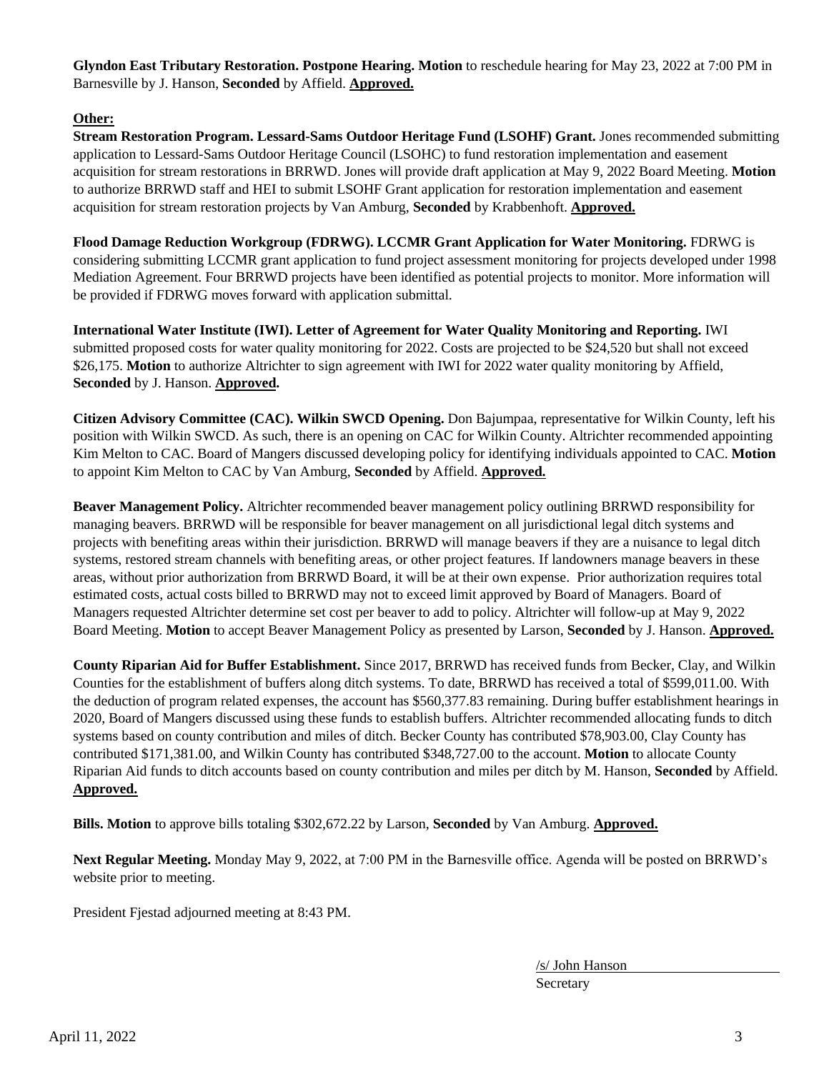**Glyndon East Tributary Restoration. Postpone Hearing. Motion** to reschedule hearing for May 23, 2022 at 7:00 PM in Barnesville by J. Hanson, **Seconded** by Affield. **Approved.**

**Other:**

**Stream Restoration Program. Lessard-Sams Outdoor Heritage Fund (LSOHF) Grant.** Jones recommended submitting application to Lessard-Sams Outdoor Heritage Council (LSOHC) to fund restoration implementation and easement acquisition for stream restorations in BRRWD. Jones will provide draft application at May 9, 2022 Board Meeting. **Motion** to authorize BRRWD staff and HEI to submit LSOHF Grant application for restoration implementation and easement acquisition for stream restoration projects by Van Amburg, **Seconded** by Krabbenhoft. **Approved.**

**Flood Damage Reduction Workgroup (FDRWG). LCCMR Grant Application for Water Monitoring.** FDRWG is considering submitting LCCMR grant application to fund project assessment monitoring for projects developed under 1998 Mediation Agreement. Four BRRWD projects have been identified as potential projects to monitor. More information will be provided if FDRWG moves forward with application submittal.

**International Water Institute (IWI). Letter of Agreement for Water Quality Monitoring and Reporting.** IWI submitted proposed costs for water quality monitoring for 2022. Costs are projected to be $24,520 but shall not exceed $26,175. **Motion** to authorize Altrichter to sign agreement with IWI for 2022 water quality monitoring by Affield, **Seconded** by J. Hanson. **Approved.**

**Citizen Advisory Committee (CAC). Wilkin SWCD Opening.** Don Bajumpaa, representative for Wilkin County, left his position with Wilkin SWCD. As such, there is an opening on CAC for Wilkin County. Altrichter recommended appointing Kim Melton to CAC. Board of Mangers discussed developing policy for identifying individuals appointed to CAC. **Motion** to appoint Kim Melton to CAC by Van Amburg, **Seconded** by Affield. **Approved.**

**Beaver Management Policy.** Altrichter recommended beaver management policy outlining BRRWD responsibility for managing beavers. BRRWD will be responsible for beaver management on all jurisdictional legal ditch systems and projects with benefiting areas within their jurisdiction. BRRWD will manage beavers if they are a nuisance to legal ditch systems, restored stream channels with benefiting areas, or other project features. If landowners manage beavers in these areas, without prior authorization from BRRWD Board, it will be at their own expense. Prior authorization requires total estimated costs, actual costs billed to BRRWD may not to exceed limit approved by Board of Managers. Board of Managers requested Altrichter determine set cost per beaver to add to policy. Altrichter will follow-up at May 9, 2022 Board Meeting. **Motion** to accept Beaver Management Policy as presented by Larson, **Seconded** by J. Hanson. **Approved.**

**County Riparian Aid for Buffer Establishment.** Since 2017, BRRWD has received funds from Becker, Clay, and Wilkin Counties for the establishment of buffers along ditch systems. To date, BRRWD has received a total of $599,011.00. With the deduction of program related expenses, the account has $560,377.83 remaining. During buffer establishment hearings in 2020, Board of Mangers discussed using these funds to establish buffers. Altrichter recommended allocating funds to ditch systems based on county contribution and miles of ditch. Becker County has contributed $78,903.00, Clay County has contributed $171,381.00, and Wilkin County has contributed $348,727.00 to the account. **Motion** to allocate County Riparian Aid funds to ditch accounts based on county contribution and miles per ditch by M. Hanson, **Seconded** by Affield. **Approved.**

**Bills. Motion** to approve bills totaling $302,672.22 by Larson, **Seconded** by Van Amburg. **Approved.**

**Next Regular Meeting.** Monday May 9, 2022, at 7:00 PM in the Barnesville office. Agenda will be posted on BRRWD's website prior to meeting.

President Fjestad adjourned meeting at 8:43 PM.

/s/ John Hanson
Secretary